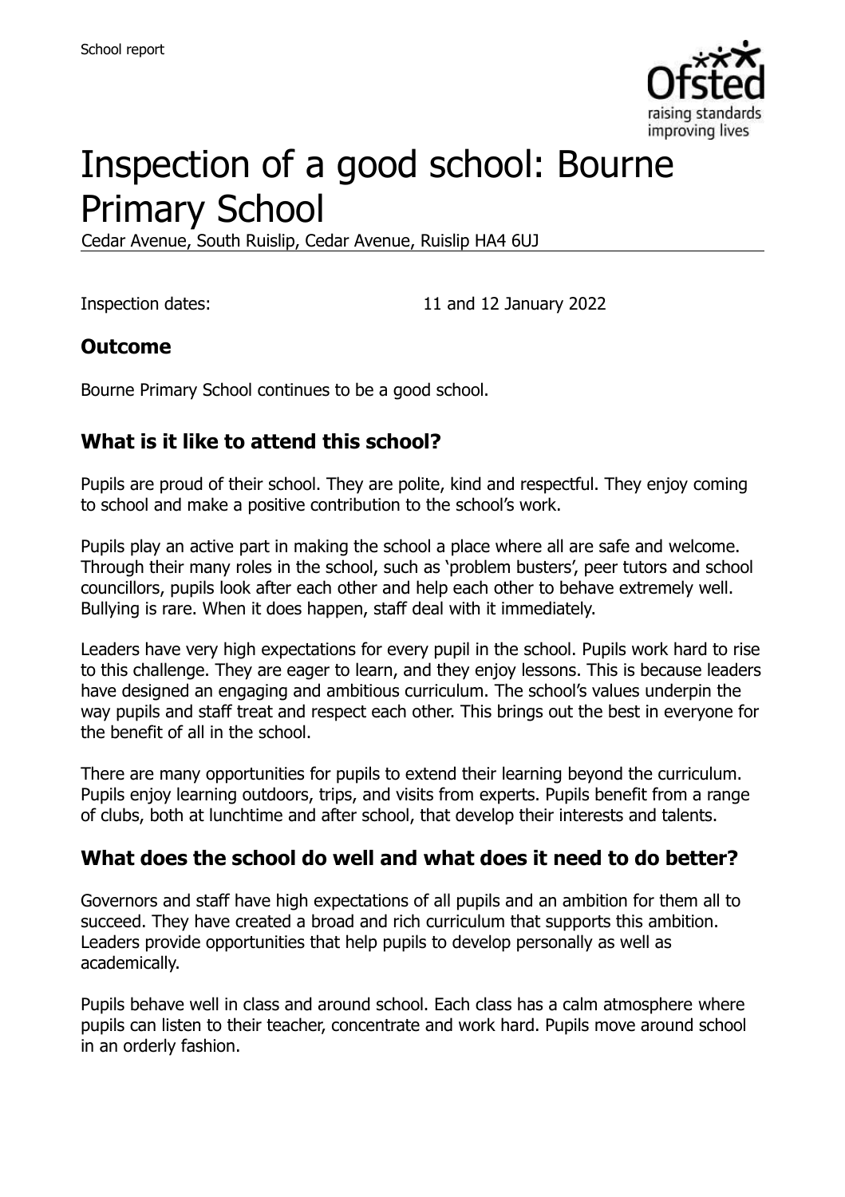# Inspection of a good school: Bourne Primary School

Cedar Avenue, South Ruislip, Cedar Avenue, Ruislip HA4 6UJ

Inspection dates: 11 and 12 January 2022

## Outcome

Bourne Primary School continues to be a good school.

## What is it like to attend this school?

Pupils are proud of their school. They are polite, kind and respectful. They enjoy coming to school and make a positive contribution to the school's work.

Pupils play an active part in making the school a place where all are safe and welcome. Through their many roles in the school, such as 'problem busters', peer tutors and school councillors, pupils look after each other and help each other to behave extremely well. Bullying is rare. When it does happen, staff deal with it immediately.

Leaders have very high expectations for every pupil in the school. Pupils work hard to rise to this challenge. They are eager to learn, and they enjoy lessons. This is because leaders have designed an engaging and ambitious curriculum. The school's values underpin the way pupils and staff treat and respect each other. This brings out the best in everyone for the benefit of all in the school.

There are many opportunities for pupils to extend their learning beyond the curriculum. Pupils enjoy learning outdoors, trips, and visits from experts. Pupils benefit from a range of clubs, both at lunchtime and after school, that develop their interests and talents.

## What does the school do well and what does it need to do better?

Governors and staff have high expectations of all pupils and an ambition for them all to succeed. They have created a broad and rich curriculum that supports this ambition. Leaders provide opportunities that help pupils to develop personally as well as academically.

Pupils behave well in class and around school. Each class has a calm atmosphere where pupils can listen to their teacher, concentrate and work hard. Pupils move around school in an orderly fashion.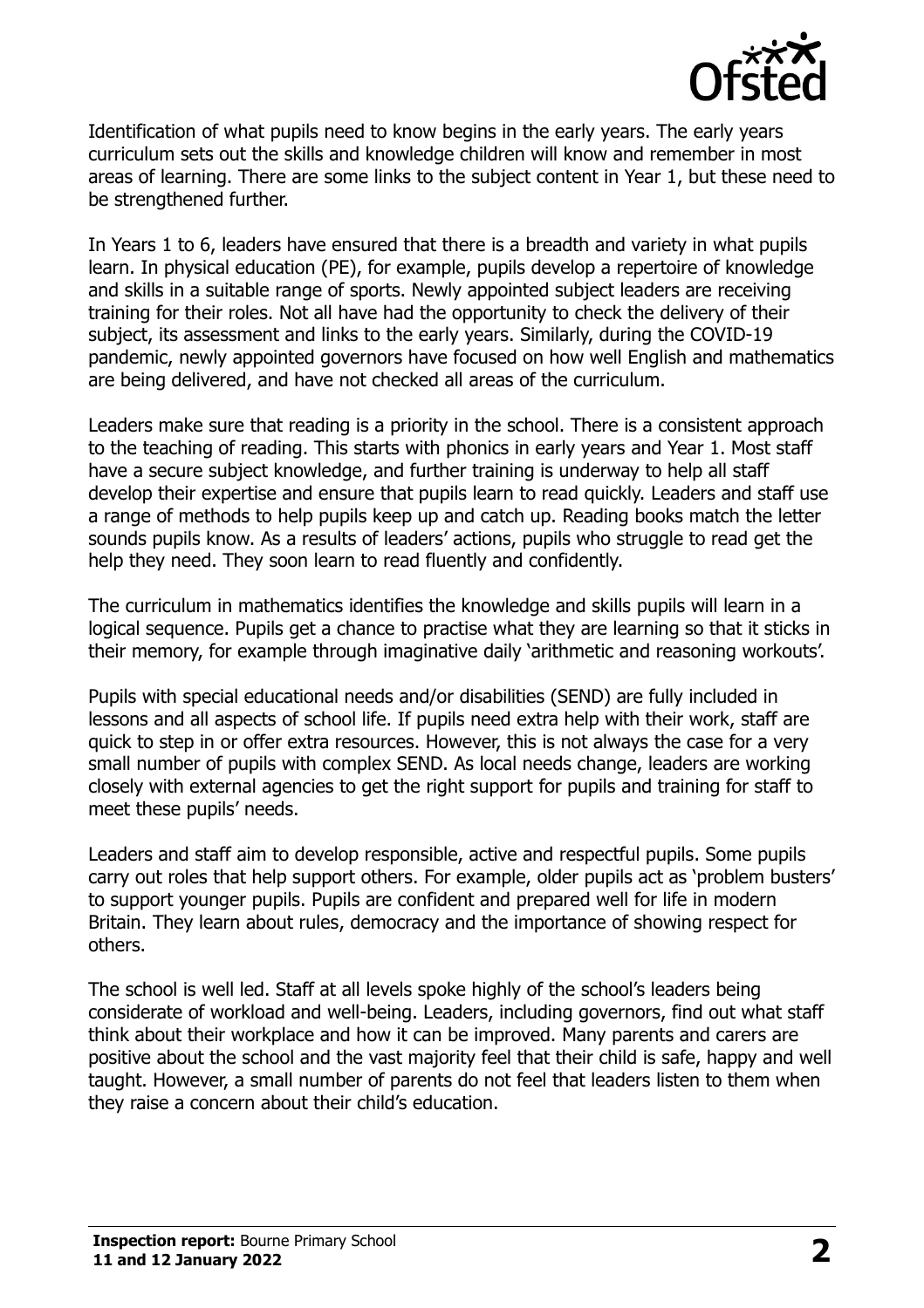Identification of what pupils need to know begins in the early years. The early years curriculum sets out the skills and knowledge children will know and remember in most areas of learning. There are some links to the subject content in Year 1, but these need to be strengthened further.

In Years 1 to 6, leaders have ensured that there is a breadth and variety in what pupils learn. In physical education (PE), for example, pupils develop a repertoire of knowledge and skills in a suitable range of sports. Newly appointed subject leaders are receiving training for their roles. Not all have had the opportunity to check the delivery of their subject, its assessment and links to the early years. Similarly, during the COVID-19 pandemic, newly appointed governors have focused on how well English and mathematics are being delivered, and have not checked all areas of the curriculum.

Leaders make sure that reading is a priority in the school. There is a consistent approach to the teaching of reading. This starts with phonics in early years and Year 1. Most staff have a secure subject knowledge, and further training is underway to help all staff develop their expertise and ensure that pupils learn to read quickly. Leaders and staff use a range of methods to help pupils keep up and catch up. Reading books match the letter sounds pupils know. As a results of leaders' actions, pupils who struggle to read get the help they need. They soon learn to read fluently and confidently.

The curriculum in mathematics identifies the knowledge and skills pupils will learn in a logical sequence. Pupils get a chance to practise what they are learning so that it sticks in their memory, for example through imaginative daily 'arithmetic and reasoning workouts'.

Pupils with special educational needs and/or disabilities (SEND) are fully included in lessons and all aspects of school life. If pupils need extra help with their work, staff are quick to step in or offer extra resources. However, this is not always the case for a very small number of pupils with complex SEND. As local needs change, leaders are working closely with external agencies to get the right support for pupils and training for staff to meet these pupils' needs.

Leaders and staff aim to develop responsible, active and respectful pupils. Some pupils carry out roles that help support others. For example, older pupils act as 'problem busters' to support younger pupils. Pupils are confident and prepared well for life in modern Britain. They learn about rules, democracy and the importance of showing respect for others.

The school is well led. Staff at all levels spoke highly of the school's leaders being considerate of workload and well-being. Leaders, including governors, find out what staff think about their workplace and how it can be improved. Many parents and carers are positive about the school and the vast majority feel that their child is safe, happy and well taught. However, a small number of parents do not feel that leaders listen to them when they raise a concern about their child's education.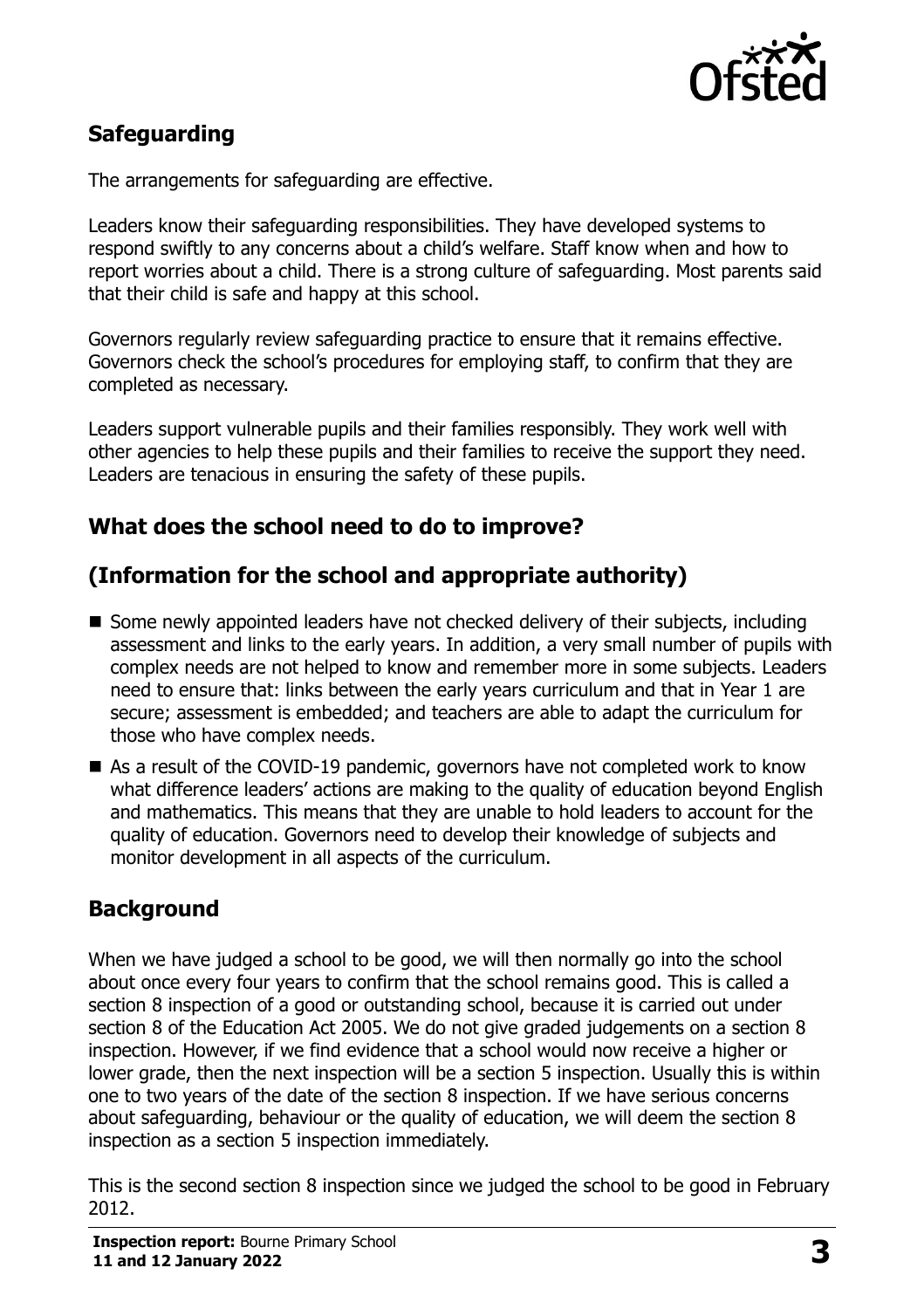## Safeguarding

The arrangements for safeguarding are effective.

Leaders know their safeguarding responsibilities. They have developed systems to respond swiftly to any concerns about a child's welfare. Staff know when and how to report worries about a child. There is a strong culture of safeguarding. Most parents said that their child is safe and happy at this school.

Governors regularly review safeguarding practice to ensure that it remains effective. Governors check the school's procedures for employing staff, to confirm that they are completed as necessary.

Leaders support vulnerable pupils and their families responsibly. They work well with other agencies to help these pupils and their families to receive the support they need. Leaders are tenacious in ensuring the safety of these pupils.

## What does the school need to do to improve?

## (Information for the school and appropriate authority)

- Some newly appointed leaders have not checked delivery of their subjects, including assessment and links to the early years. In addition, a very small number of pupils with complex needs are not helped to know and remember more in some subjects. Leaders need to ensure that: links between the early years curriculum and that in Year 1 are secure; assessment is embedded; and teachers are able to adapt the curriculum for those who have complex needs.
- As a result of the COVID-19 pandemic, governors have not completed work to know what difference leaders' actions are making to the quality of education beyond English and mathematics. This means that they are unable to hold leaders to account for the quality of education. Governors need to develop their knowledge of subjects and monitor development in all aspects of the curriculum.

## Background

When we have judged a school to be good, we will then normally go into the school about once every four years to confirm that the school remains good. This is called a section 8 inspection of a good or outstanding school, because it is carried out under section 8 of the Education Act 2005. We do not give graded judgements on a section 8 inspection. However, if we find evidence that a school would now receive a higher or lower grade, then the next inspection will be a section 5 inspection. Usually this is within one to two years of the date of the section 8 inspection. If we have serious concerns about safeguarding, behaviour or the quality of education, we will deem the section 8 inspection as a section 5 inspection immediately.

This is the second section 8 inspection since we judged the school to be good in February 2012.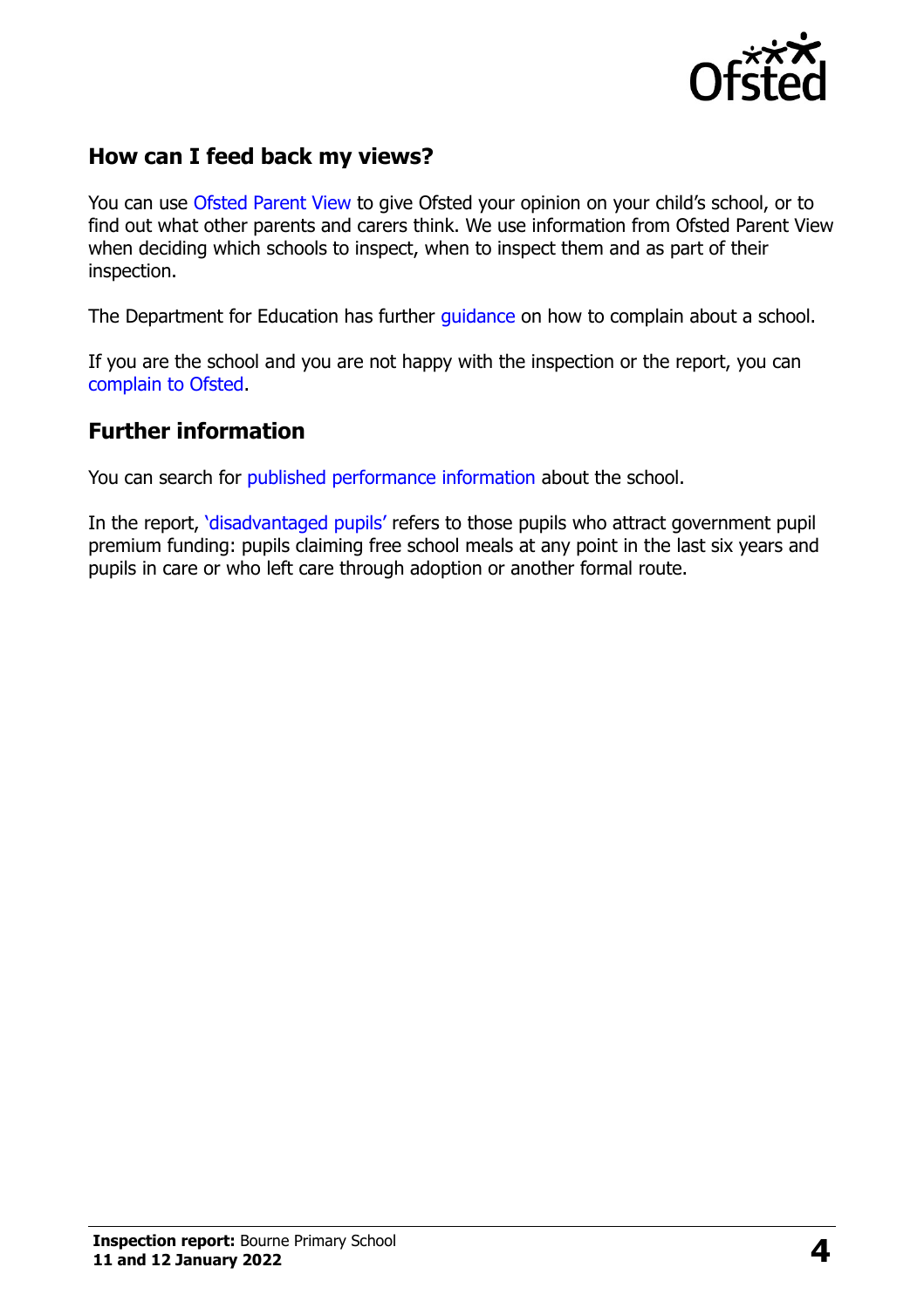## How can I feed back my views?

You can use Ofsted Parent View to give Ofsted your opinion on your child's school, or to find out what other parents and carers think. We use information from Ofsted Parent View when deciding which schools to inspect, when to inspect them and as part of their inspection.

The Department for Education has further guidance on how to complain about a school.

If you are the school and you are not happy with the inspection or the report, you can complain to Ofsted.

## Further information

You can search for published performance information about the school.

In the report, 'disadvantaged pupils' refers to those pupils who attract government pupil premium funding: pupils claiming free school meals at any point in the last six years and pupils in care or who left care through adoption or another formal route.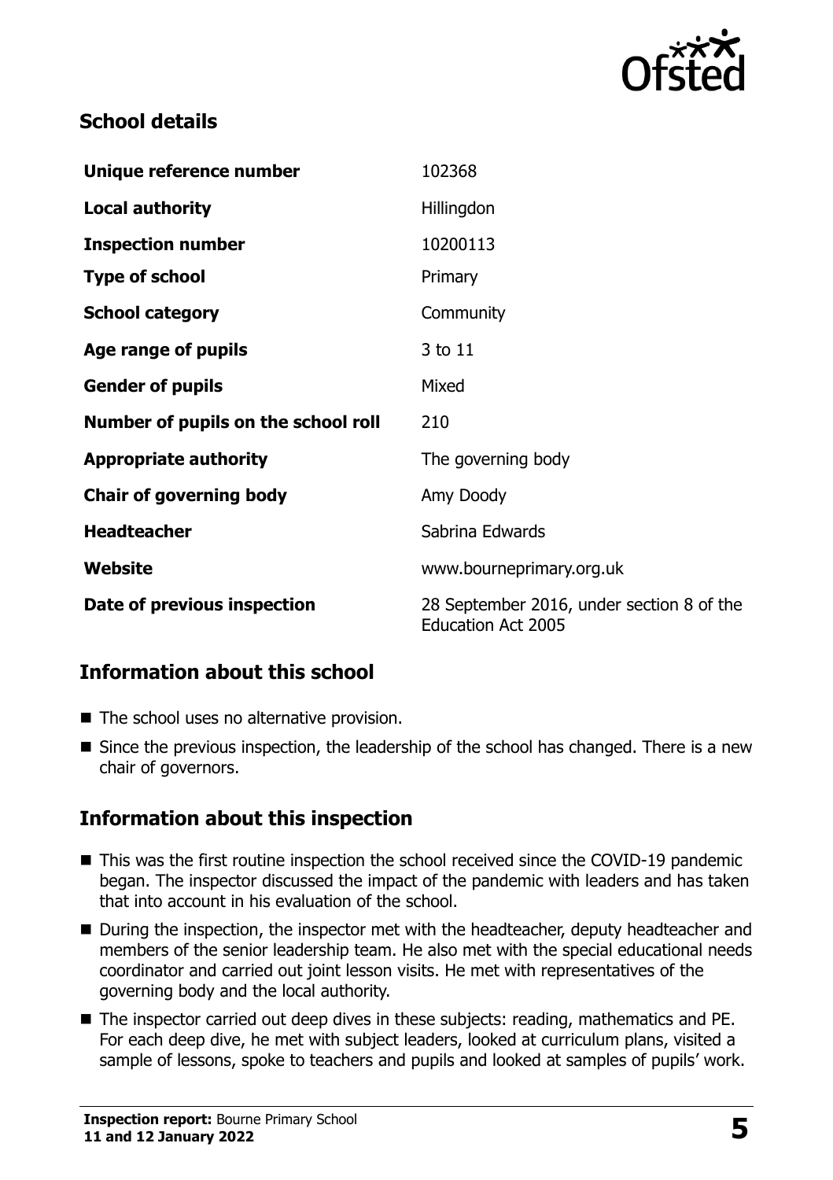## School details

| | |
|---|---|
| **Unique reference number** | 102368 |
| **Local authority** | Hillingdon |
| **Inspection number** | 10200113 |
| **Type of school** | Primary |
| **School category** | Community |
| **Age range of pupils** | 3 to 11 |
| **Gender of pupils** | Mixed |
| **Number of pupils on the school roll** | 210 |
| **Appropriate authority** | The governing body |
| **Chair of governing body** | Amy Doody |
| **Headteacher** | Sabrina Edwards |
| **Website** | www.bourneprimary.org.uk |
| **Date of previous inspection** | 28 September 2016, under section 8 of the Education Act 2005 |

## Information about this school

- The school uses no alternative provision.
- Since the previous inspection, the leadership of the school has changed. There is a new chair of governors.

## Information about this inspection

- This was the first routine inspection the school received since the COVID-19 pandemic began. The inspector discussed the impact of the pandemic with leaders and has taken that into account in his evaluation of the school.
- During the inspection, the inspector met with the headteacher, deputy headteacher and members of the senior leadership team. He also met with the special educational needs coordinator and carried out joint lesson visits. He met with representatives of the governing body and the local authority.
- The inspector carried out deep dives in these subjects: reading, mathematics and PE. For each deep dive, he met with subject leaders, looked at curriculum plans, visited a sample of lessons, spoke to teachers and pupils and looked at samples of pupils' work.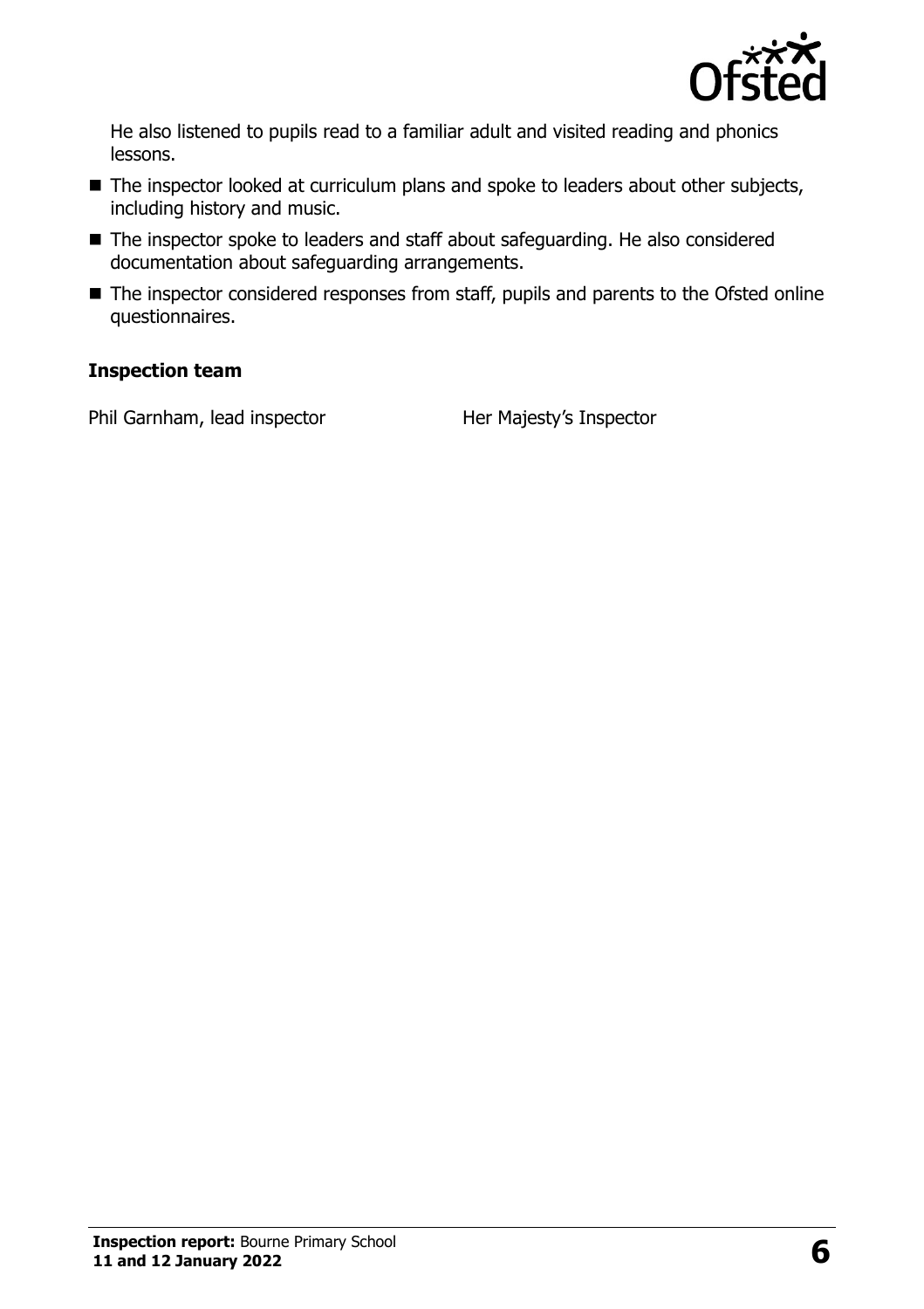He also listened to pupils read to a familiar adult and visited reading and phonics lessons.

- The inspector looked at curriculum plans and spoke to leaders about other subjects, including history and music.
- The inspector spoke to leaders and staff about safeguarding. He also considered documentation about safeguarding arrangements.
- The inspector considered responses from staff, pupils and parents to the Ofsted online questionnaires.

### Inspection team

| | |
|---|---|
| Phil Garnham, lead inspector | Her Majesty's Inspector |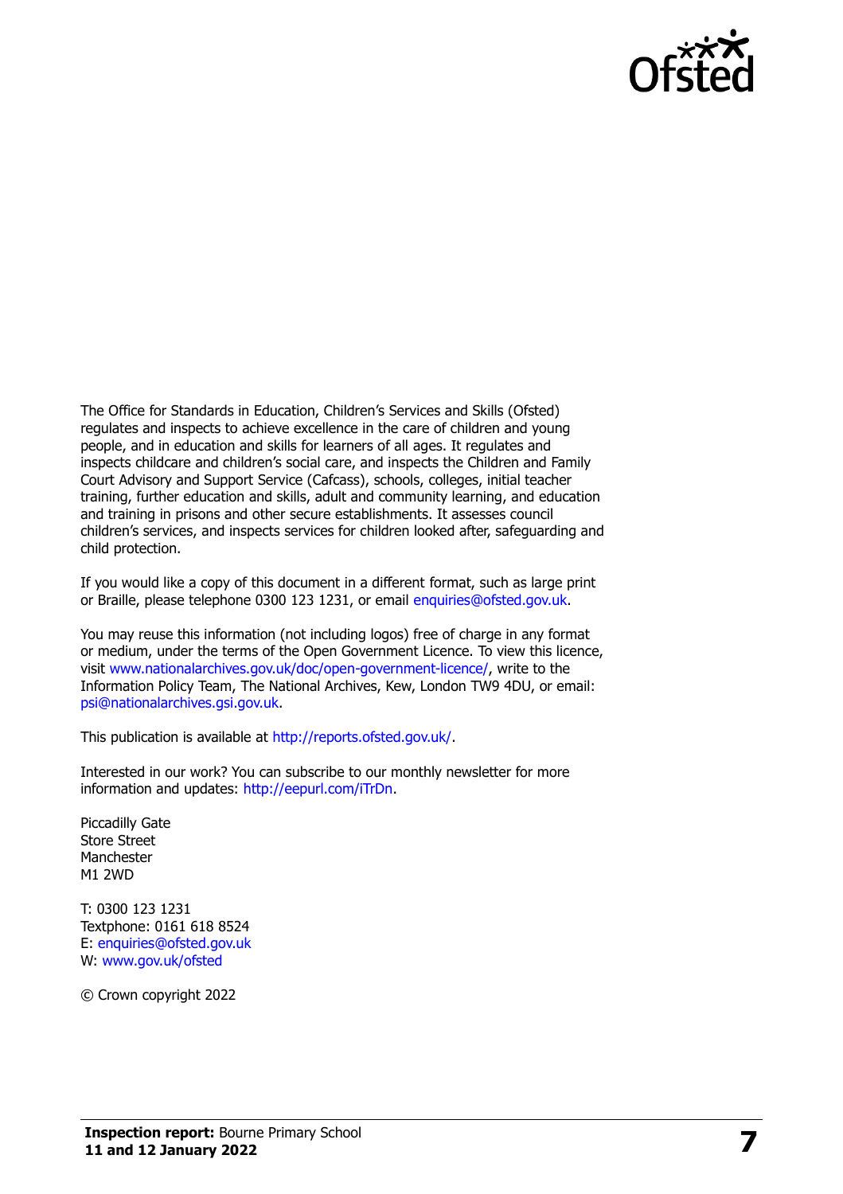The Office for Standards in Education, Children's Services and Skills (Ofsted) regulates and inspects to achieve excellence in the care of children and young people, and in education and skills for learners of all ages. It regulates and inspects childcare and children's social care, and inspects the Children and Family Court Advisory and Support Service (Cafcass), schools, colleges, initial teacher training, further education and skills, adult and community learning, and education and training in prisons and other secure establishments. It assesses council children's services, and inspects services for children looked after, safeguarding and child protection.

If you would like a copy of this document in a different format, such as large print or Braille, please telephone 0300 123 1231, or email enquiries@ofsted.gov.uk.

You may reuse this information (not including logos) free of charge in any format or medium, under the terms of the Open Government Licence. To view this licence, visit www.nationalarchives.gov.uk/doc/open-government-licence/, write to the Information Policy Team, The National Archives, Kew, London TW9 4DU, or email: psi@nationalarchives.gsi.gov.uk.

This publication is available at http://reports.ofsted.gov.uk/.

Interested in our work? You can subscribe to our monthly newsletter for more information and updates: http://eepurl.com/iTrDn.

Piccadilly Gate
Store Street
Manchester
M1 2WD

T: 0300 123 1231
Textphone: 0161 618 8524
E: enquiries@ofsted.gov.uk
W: www.gov.uk/ofsted

© Crown copyright 2022